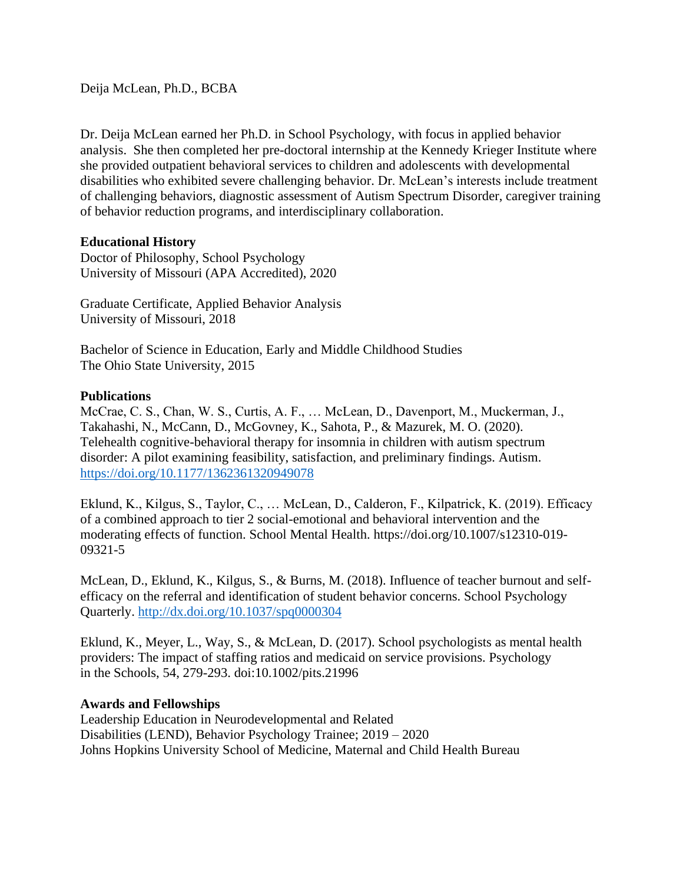Deija McLean, Ph.D., BCBA

Dr. Deija McLean earned her Ph.D. in School Psychology, with focus in applied behavior analysis. She then completed her pre-doctoral internship at the Kennedy Krieger Institute where she provided outpatient behavioral services to children and adolescents with developmental disabilities who exhibited severe challenging behavior. Dr. McLean's interests include treatment of challenging behaviors, diagnostic assessment of Autism Spectrum Disorder, caregiver training of behavior reduction programs, and interdisciplinary collaboration.

**Educational History**

Doctor of Philosophy, School Psychology
University of Missouri (APA Accredited), 2020

Graduate Certificate, Applied Behavior Analysis
University of Missouri, 2018

Bachelor of Science in Education, Early and Middle Childhood Studies
The Ohio State University, 2015

**Publications**

McCrae, C. S., Chan, W. S., Curtis, A. F., … McLean, D., Davenport, M., Muckerman, J., Takahashi, N., McCann, D., McGovney, K., Sahota, P., & Mazurek, M. O. (2020). Telehealth cognitive-behavioral therapy for insomnia in children with autism spectrum disorder: A pilot examining feasibility, satisfaction, and preliminary findings. Autism. https://doi.org/10.1177/1362361320949078

Eklund, K., Kilgus, S., Taylor, C., … McLean, D., Calderon, F., Kilpatrick, K. (2019). Efficacy of a combined approach to tier 2 social-emotional and behavioral intervention and the moderating effects of function. School Mental Health. https://doi.org/10.1007/s12310-019-09321-5

McLean, D., Eklund, K., Kilgus, S., & Burns, M. (2018). Influence of teacher burnout and self-efficacy on the referral and identification of student behavior concerns. School Psychology Quarterly. http://dx.doi.org/10.1037/spq0000304

Eklund, K., Meyer, L., Way, S., & McLean, D. (2017). School psychologists as mental health providers: The impact of staffing ratios and medicaid on service provisions. Psychology in the Schools, 54, 279-293. doi:10.1002/pits.21996

**Awards and Fellowships**

Leadership Education in Neurodevelopmental and Related Disabilities (LEND), Behavior Psychology Trainee; 2019 – 2020
Johns Hopkins University School of Medicine, Maternal and Child Health Bureau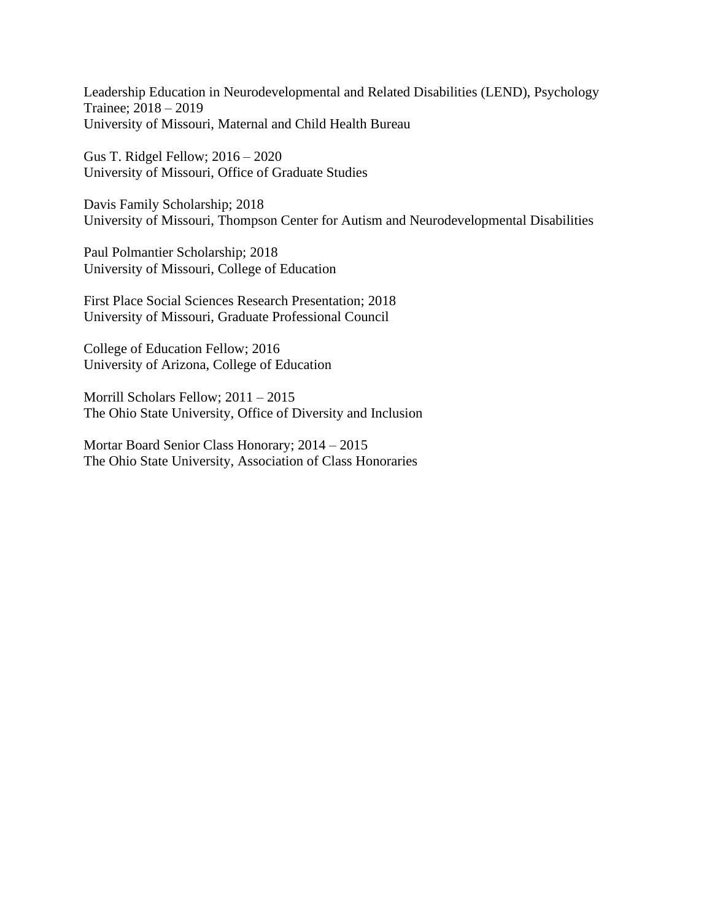Leadership Education in Neurodevelopmental and Related Disabilities (LEND), Psychology Trainee; 2018 – 2019
University of Missouri, Maternal and Child Health Bureau

Gus T. Ridgel Fellow; 2016 – 2020
University of Missouri, Office of Graduate Studies

Davis Family Scholarship; 2018
University of Missouri, Thompson Center for Autism and Neurodevelopmental Disabilities

Paul Polmantier Scholarship; 2018
University of Missouri, College of Education

First Place Social Sciences Research Presentation; 2018
University of Missouri, Graduate Professional Council

College of Education Fellow; 2016
University of Arizona, College of Education

Morrill Scholars Fellow; 2011 – 2015
The Ohio State University, Office of Diversity and Inclusion

Mortar Board Senior Class Honorary; 2014 – 2015
The Ohio State University, Association of Class Honoraries